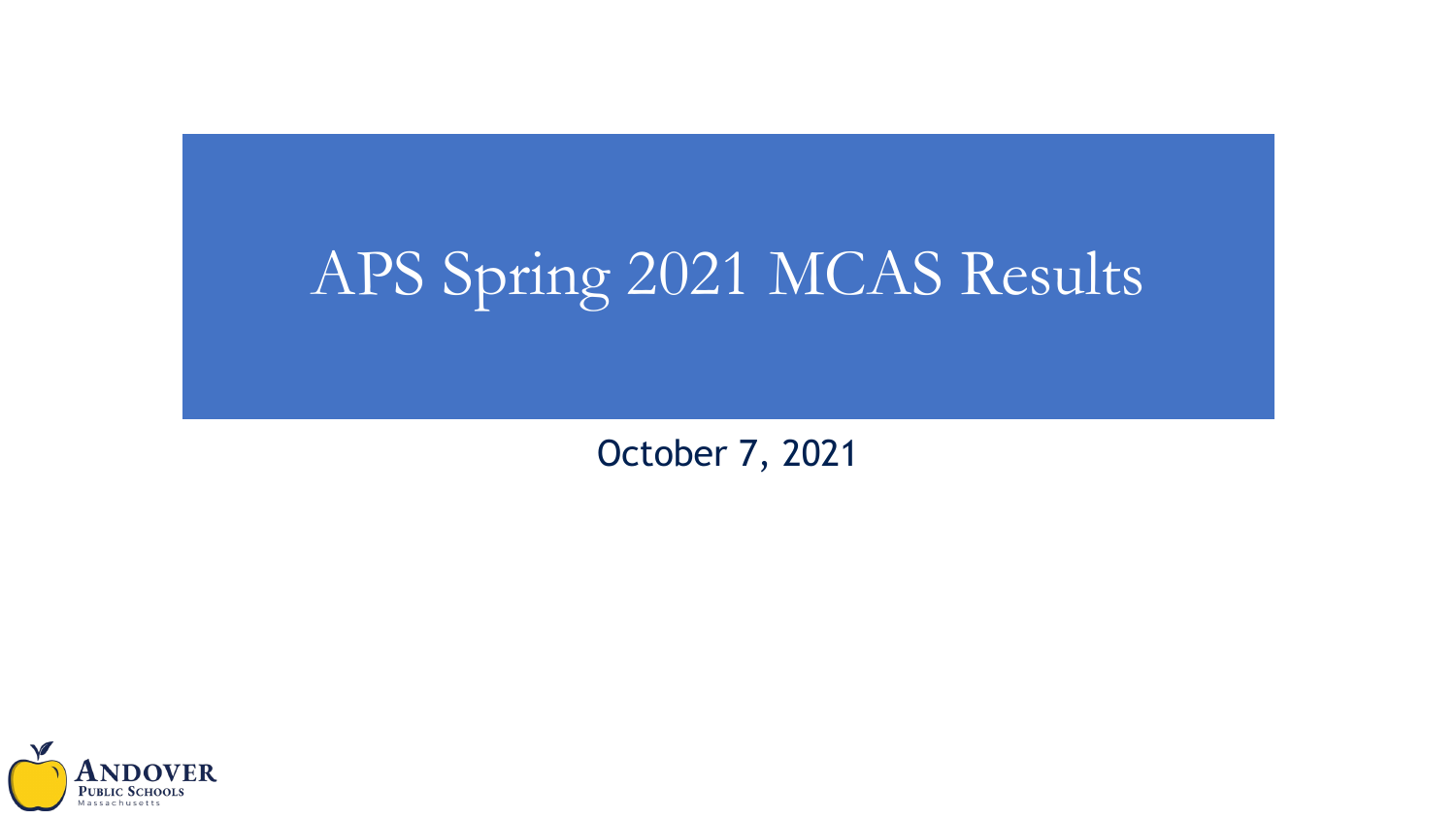# APS Spring 2021 MCAS Results

October 7, 2021

ANDOVER
PUBLIC SCHOOLS
Massachusetts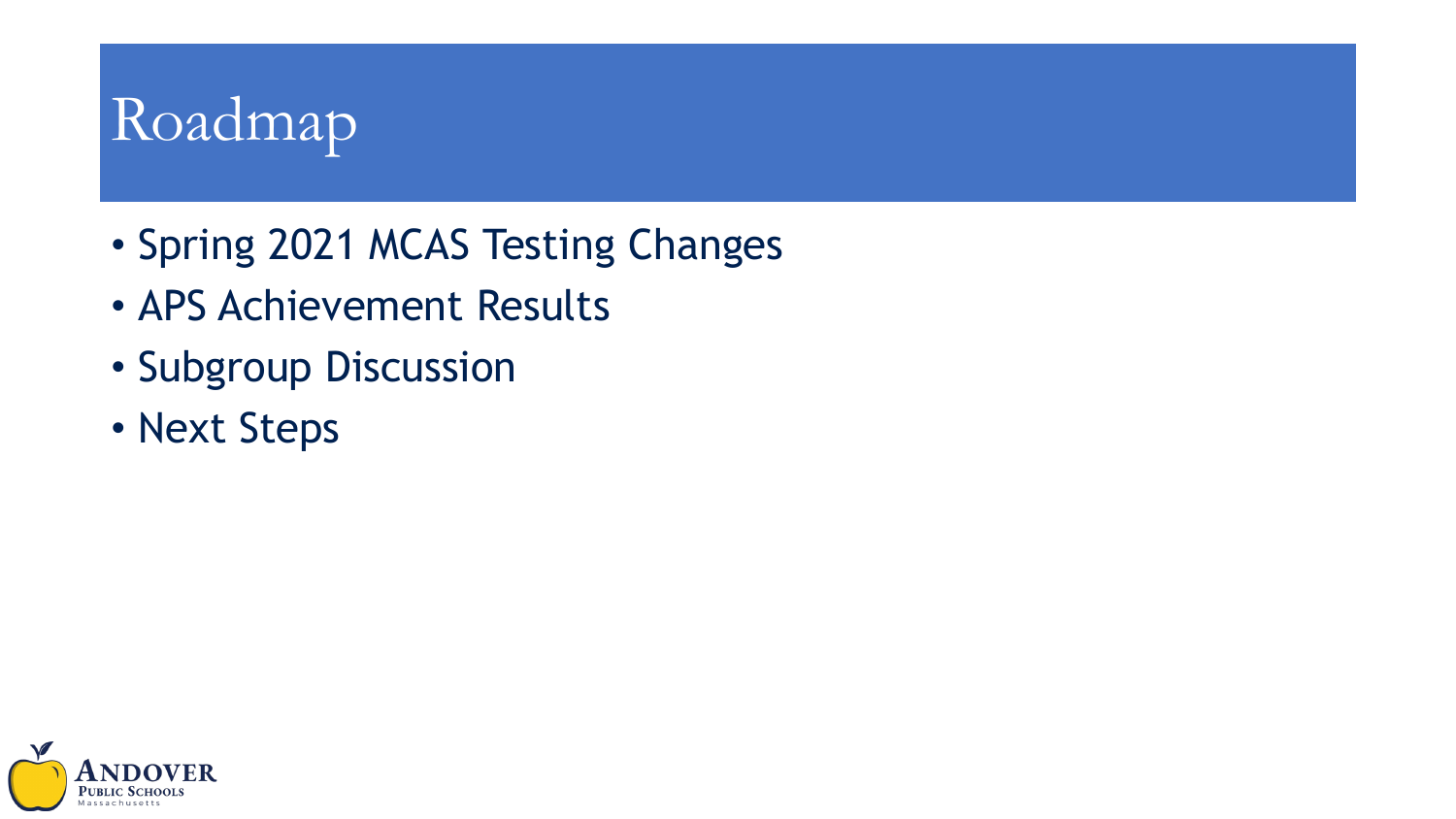# Roadmap

- Spring 2021 MCAS Testing Changes
- APS Achievement Results
- Subgroup Discussion
- Next Steps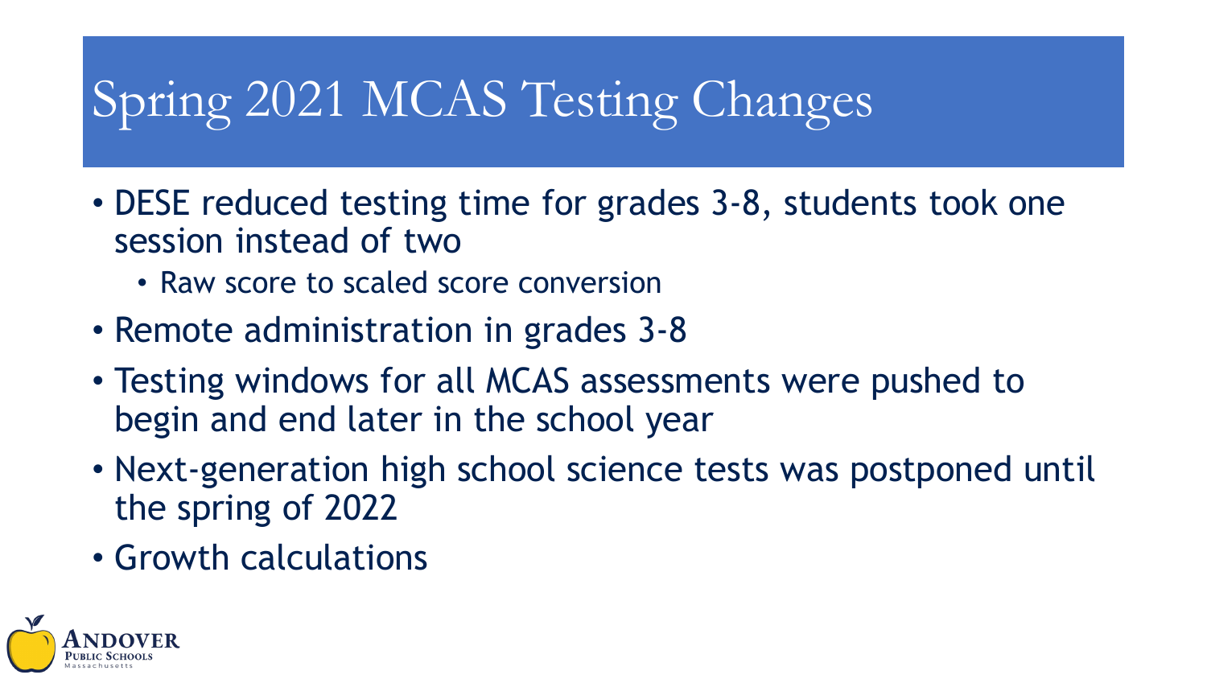# Spring 2021 MCAS Testing Changes

- DESE reduced testing time for grades 3-8, students took one session instead of two
  - Raw score to scaled score conversion
- Remote administration in grades 3-8
- Testing windows for all MCAS assessments were pushed to begin and end later in the school year
- Next-generation high school science tests was postponed until the spring of 2022
- Growth calculations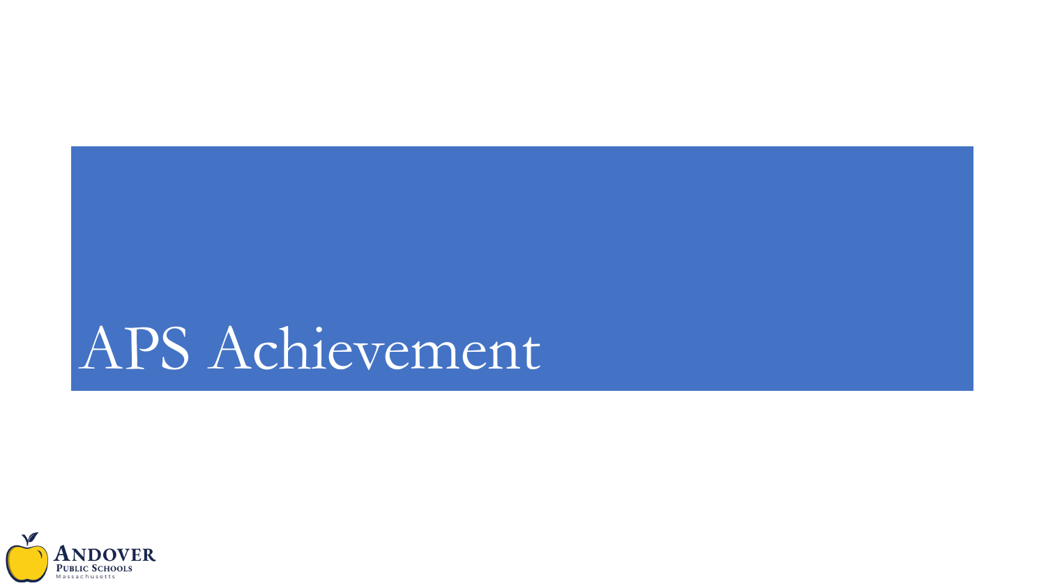# APS Achievement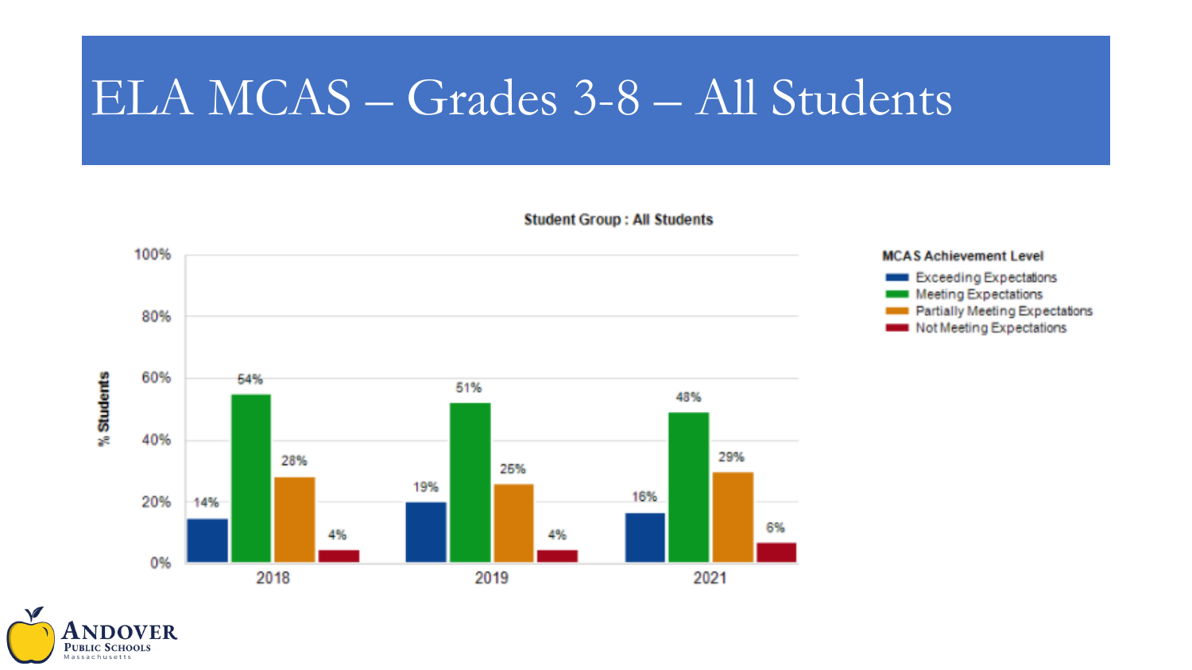# ELA MCAS – Grades 3-8 – All Students

**Student Group : All Students**

| MCAS Achievement Level | 2018 | 2019 | 2021 |
|---|---|---|---|
| Exceeding Expectations | 14% | 19% | 16% |
| Meeting Expectations | 54% | 51% | 48% |
| Partially Meeting Expectations | 28% | 25% | 29% |
| Not Meeting Expectations | 4% | 4% | 6% |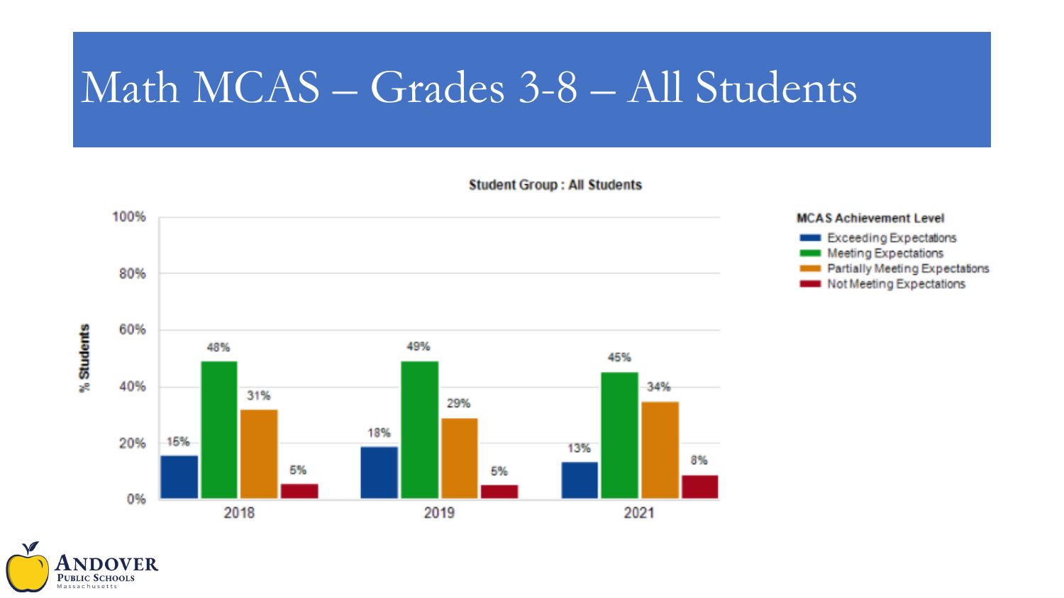# Math MCAS – Grades 3-8 – All Students

**Student Group : All Students**

| Year | Exceeding Expectations | Meeting Expectations | Partially Meeting Expectations | Not Meeting Expectations |
|---|---|---|---|---|
| 2018 | 15% | 48% | 31% | 5% |
| 2019 | 18% | 49% | 29% | 5% |
| 2021 | 13% | 45% | 34% | 8% |

MCAS Achievement Level

% Students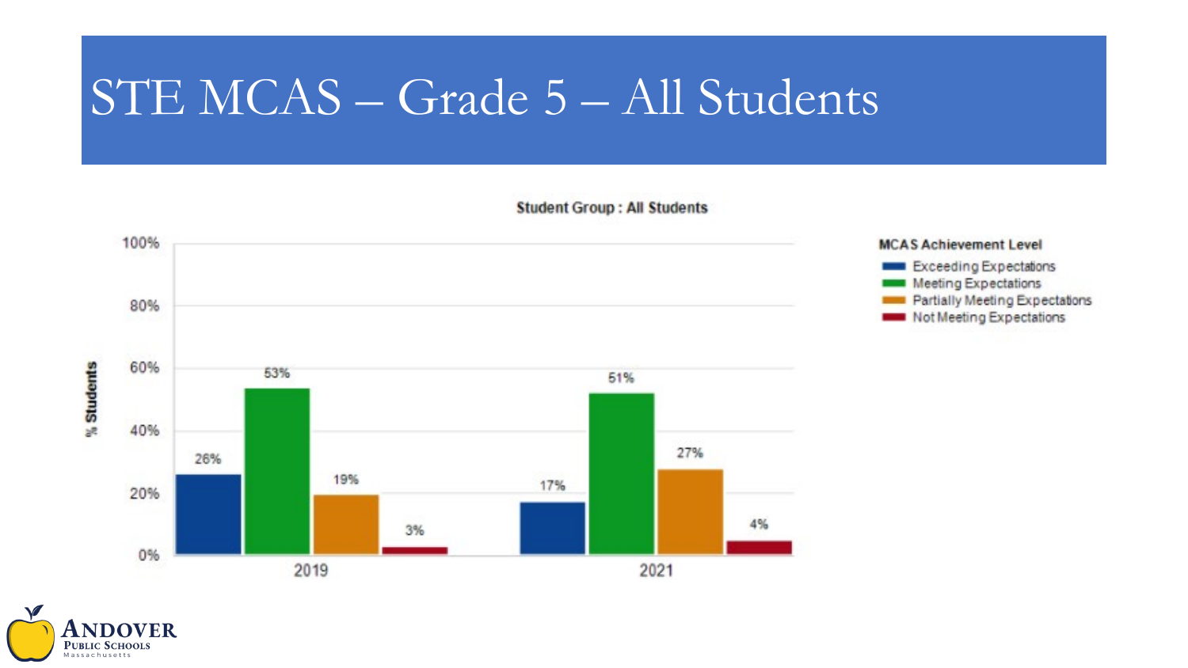# STE MCAS – Grade 5 – All Students

**Student Group : All Students**

| MCAS Achievement Level | 2019 | 2021 |
| --- | --- | --- |
| Exceeding Expectations | 26% | 17% |
| Meeting Expectations | 53% | 51% |
| Partially Meeting Expectations | 19% | 27% |
| Not Meeting Expectations | 3% | 4% |

Andover Public Schools, Massachusetts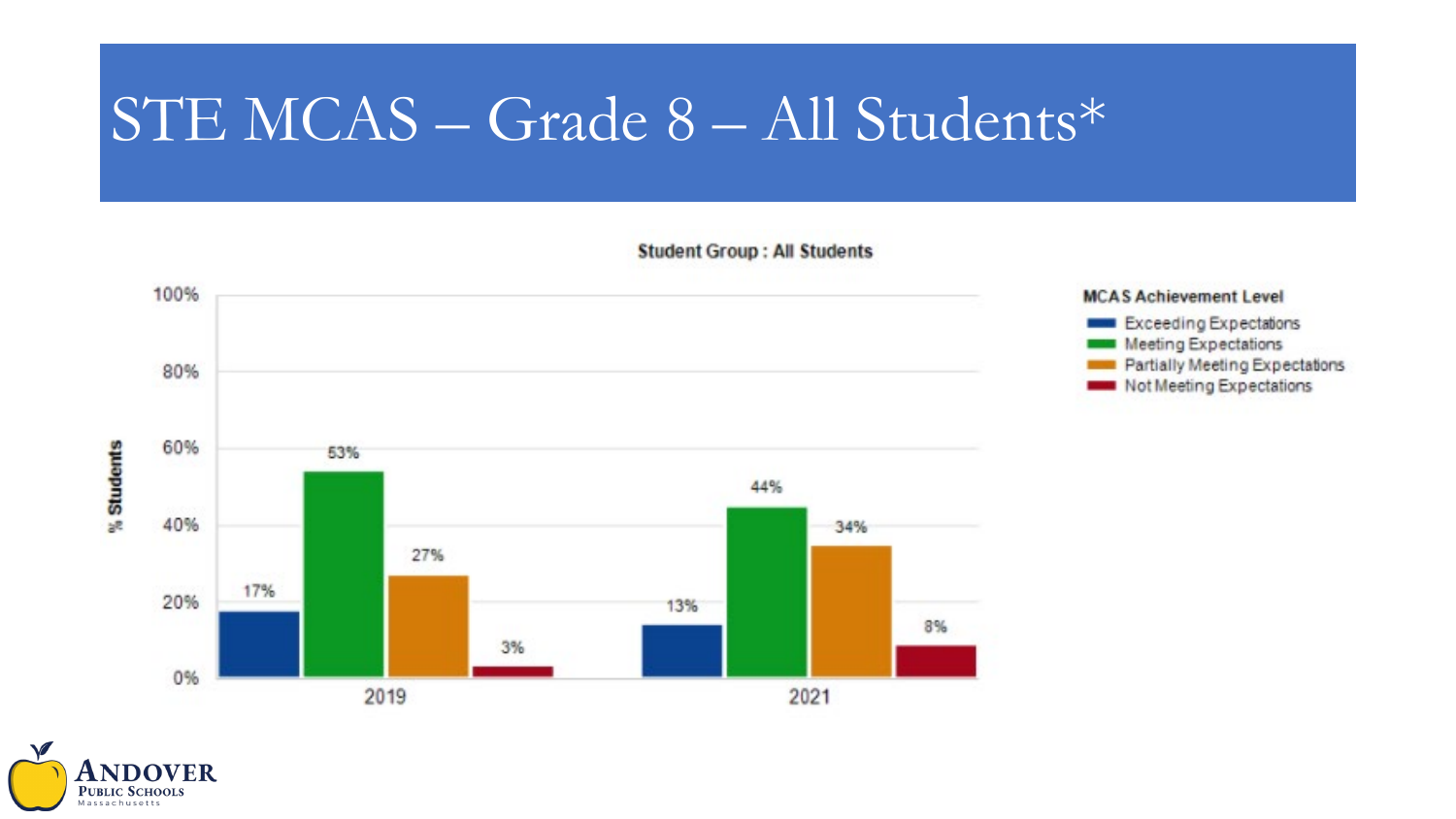# STE MCAS – Grade 8 – All Students*

Student Group : All Students

| MCAS Achievement Level | 2019 | 2021 |
| --- | --- | --- |
| Exceeding Expectations | 17% | 13% |
| Meeting Expectations | 53% | 44% |
| Partially Meeting Expectations | 27% | 34% |
| Not Meeting Expectations | 3% | 8% |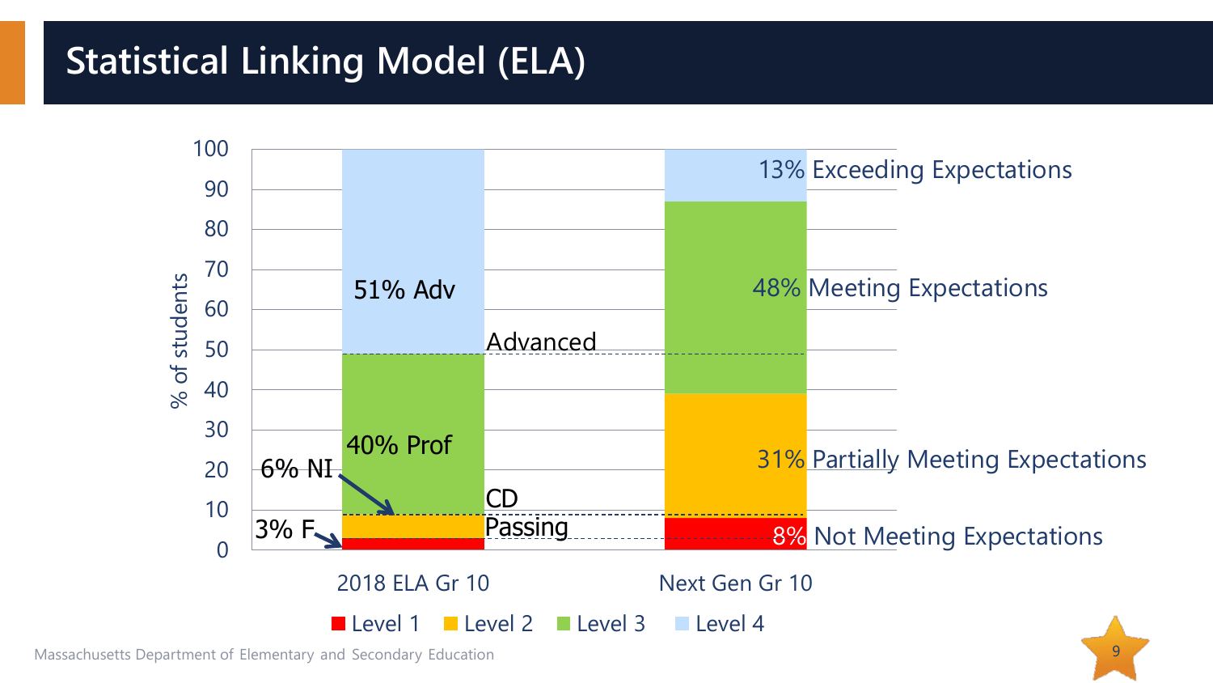# Statistical Linking Model (ELA)

| % of students | 2018 ELA Gr 10 | Next Gen Gr 10 |
| --- | --- | --- |
| Level 4 | 51% Adv | 13% Exceeding Expectations |
| Level 3 | 40% Prof | 48% Meeting Expectations |
| Level 2 | 6% NI | 31% Partially Meeting Expectations |
| Level 1 | 3% F | 8% Not Meeting Expectations |

Cut lines: Advanced, CD, Passing

Level 1 · Level 2 · Level 3 · Level 4

Massachusetts Department of Elementary and Secondary Education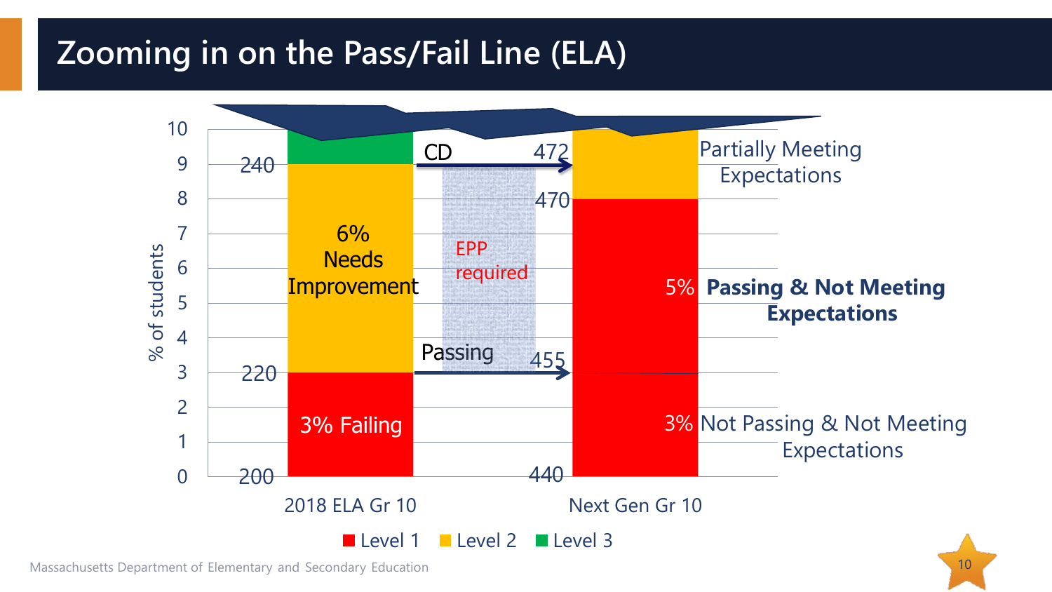# Zooming in on the Pass/Fail Line (ELA)

% of students

| | 2018 ELA Gr 10 | | Next Gen Gr 10 | |
|---|---|---|---|---|
| 240 | | CD → | 472 | Partially Meeting Expectations |
| | 6% Needs Improvement | EPP required | 470 | 5% **Passing & Not Meeting Expectations** |
| 220 | 3% Failing | Passing → | 455 | 3% Not Passing & Not Meeting Expectations |
| 200 | | | 440 | |

Level 1 | Level 2 | Level 3

Massachusetts Department of Elementary and Secondary Education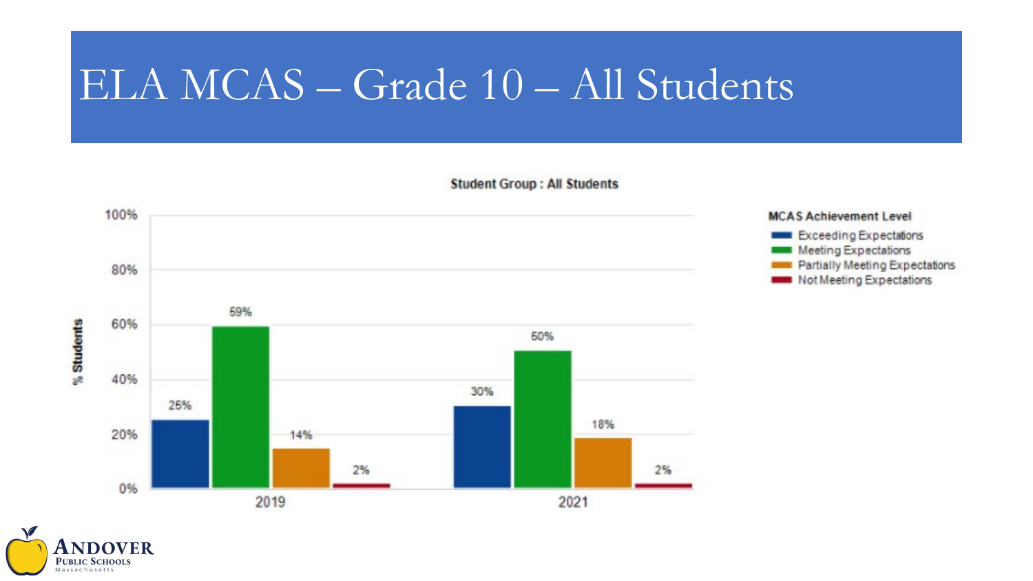# ELA MCAS – Grade 10 – All Students

**Student Group : All Students**

| MCAS Achievement Level | 2019 | 2021 |
|---|---|---|
| Exceeding Expectations | 25% | 30% |
| Meeting Expectations | 59% | 50% |
| Partially Meeting Expectations | 14% | 18% |
| Not Meeting Expectations | 2% | 2% |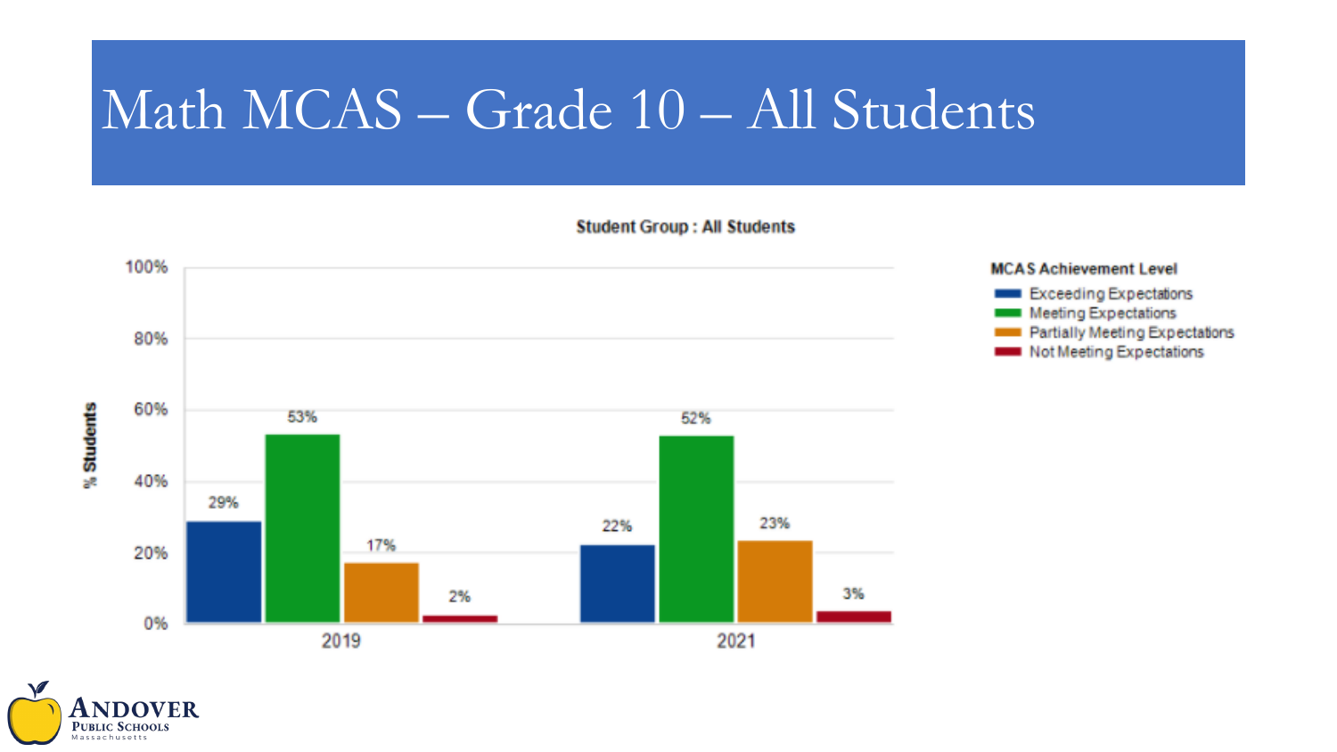# Math MCAS – Grade 10 – All Students

**Student Group : All Students**

| MCAS Achievement Level | 2019 | 2021 |
|---|---|---|
| Exceeding Expectations | 29% | 22% |
| Meeting Expectations | 53% | 52% |
| Partially Meeting Expectations | 17% | 23% |
| Not Meeting Expectations | 2% | 3% |

Andover Public Schools, Massachusetts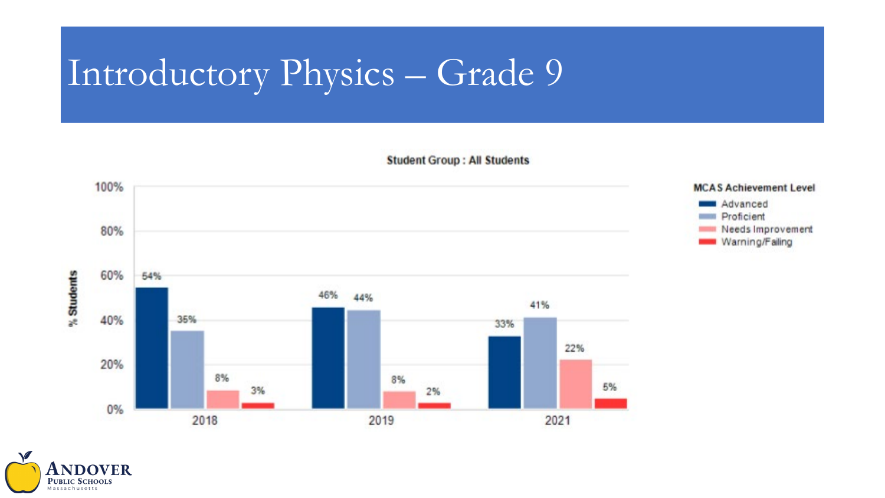# Introductory Physics – Grade 9

**Student Group : All Students**

| MCAS Achievement Level | 2018 | 2019 | 2021 |
|---|---|---|---|
| Advanced | 54% | 46% | 33% |
| Proficient | 35% | 44% | 41% |
| Needs Improvement | 8% | 8% | 22% |
| Warning/Failing | 3% | 2% | 5% |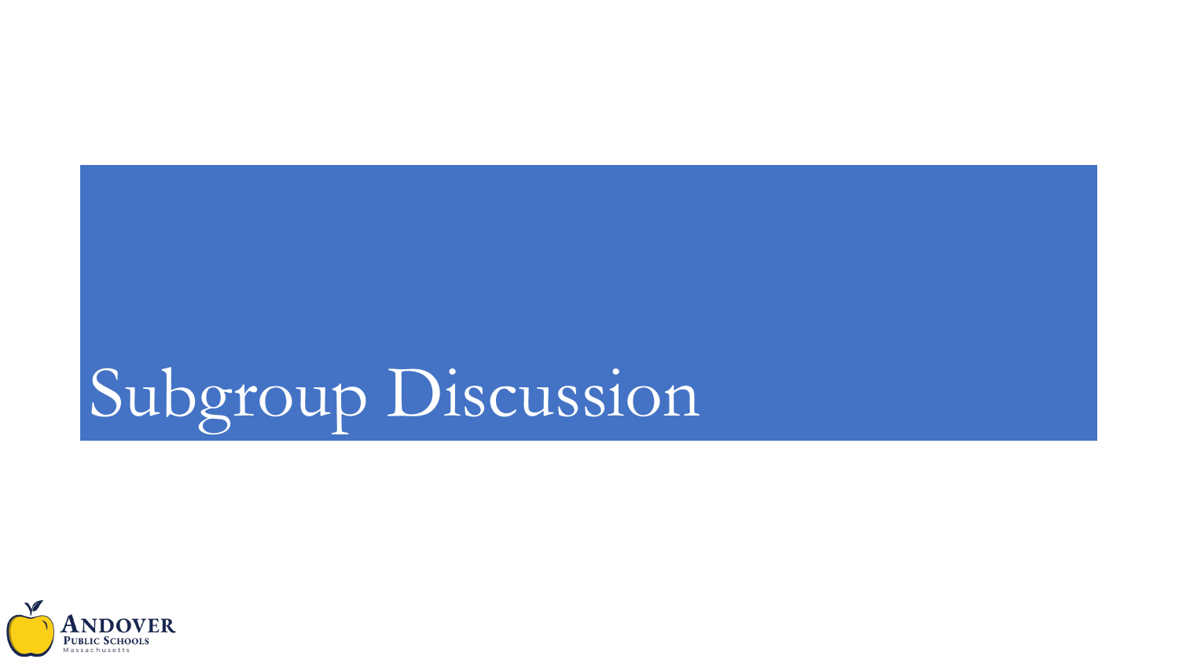# Subgroup Discussion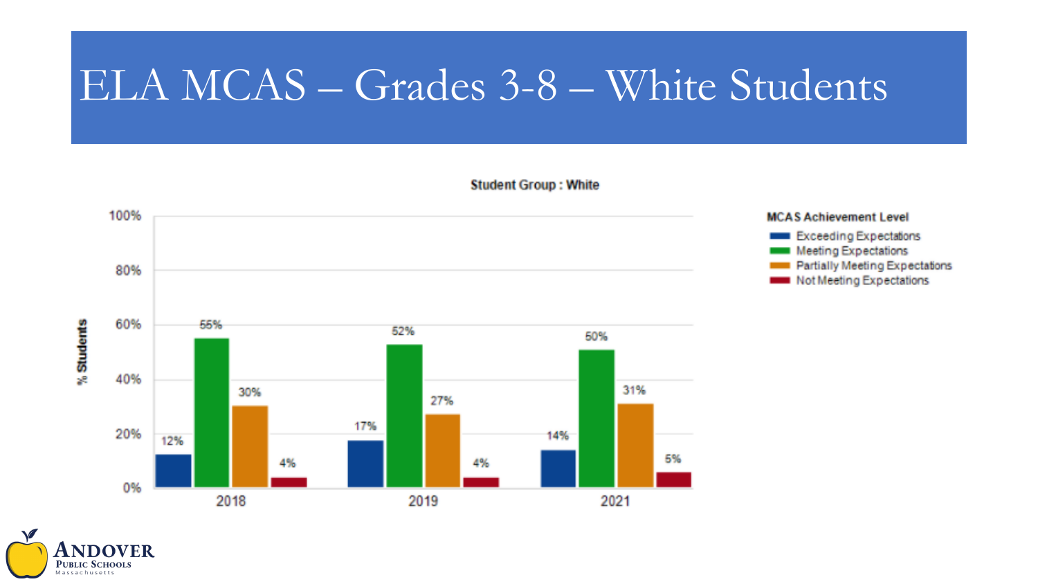# ELA MCAS – Grades 3-8 – White Students

**Student Group : White**

| Year | Exceeding Expectations | Meeting Expectations | Partially Meeting Expectations | Not Meeting Expectations |
| --- | --- | --- | --- | --- |
| 2018 | 12% | 55% | 30% | 4% |
| 2019 | 17% | 52% | 27% | 4% |
| 2021 | 14% | 50% | 31% | 5% |

Andover Public Schools, Massachusetts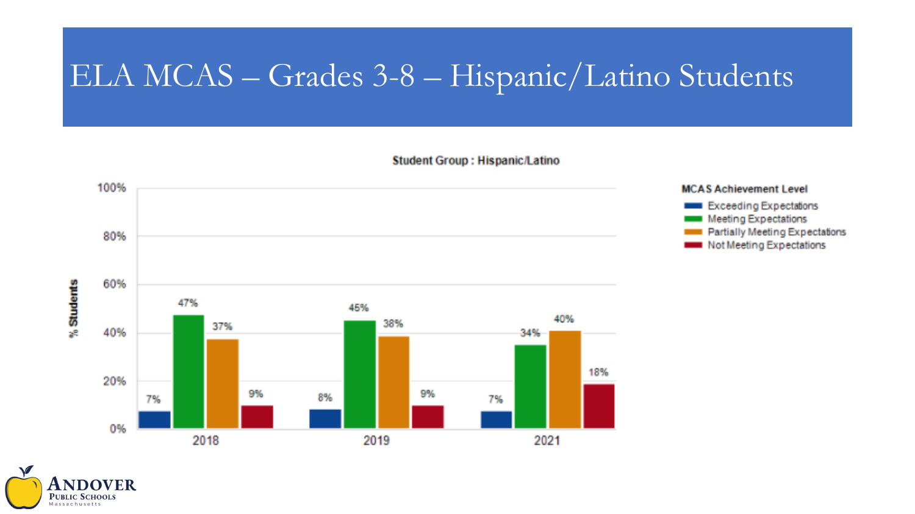# ELA MCAS – Grades 3-8 – Hispanic/Latino Students

**Student Group : Hispanic/Latino**

| MCAS Achievement Level | 2018 | 2019 | 2021 |
| --- | --- | --- | --- |
| Exceeding Expectations | 7% | 8% | 7% |
| Meeting Expectations | 47% | 45% | 34% |
| Partially Meeting Expectations | 37% | 38% | 40% |
| Not Meeting Expectations | 9% | 9% | 18% |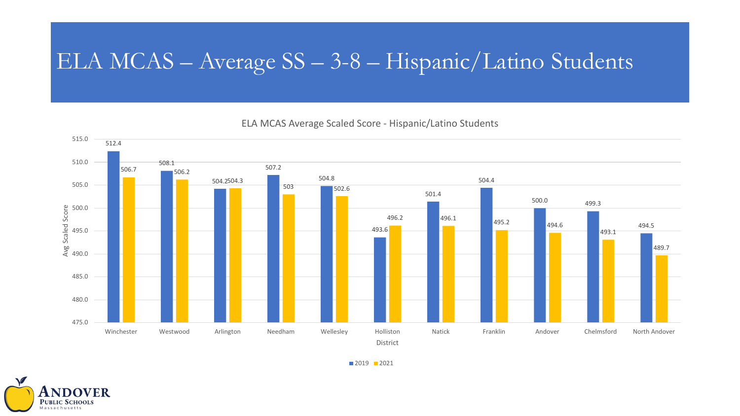# ELA MCAS – Average SS – 3-8 – Hispanic/Latino Students

ELA MCAS Average Scaled Score - Hispanic/Latino Students

| District | 2019 | 2021 |
|---|---|---|
| Winchester | 512.4 | 506.7 |
| Westwood | 508.1 | 506.2 |
| Arlington | 504.2 | 504.3 |
| Needham | 507.2 | 503 |
| Wellesley | 504.8 | 502.6 |
| Holliston | 493.6 | 496.2 |
| Natick | 501.4 | 496.1 |
| Franklin | 504.4 | 495.2 |
| Andover | 500.0 | 494.6 |
| Chelmsford | 499.3 | 493.1 |
| North Andover | 494.5 | 489.7 |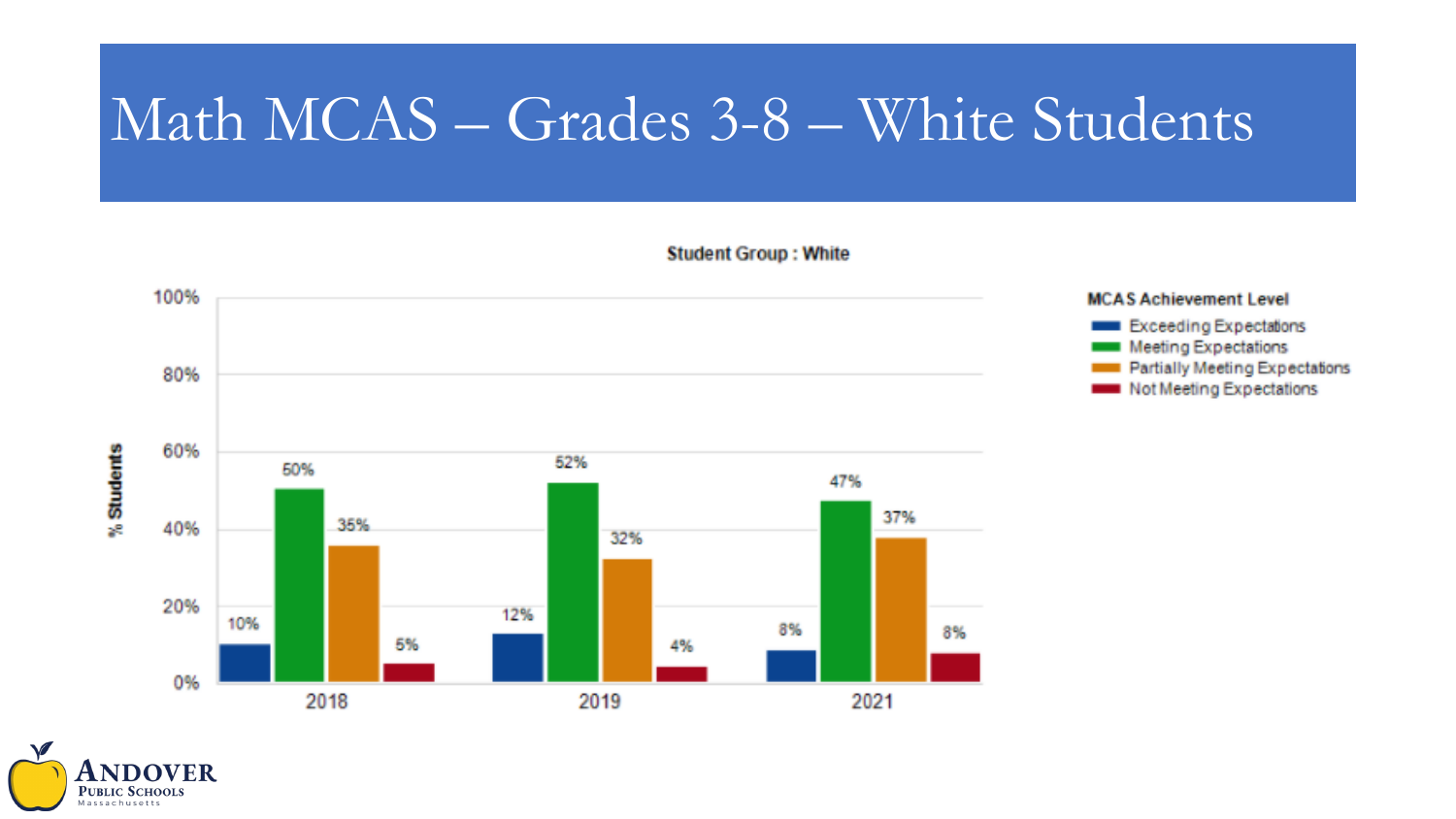# Math MCAS – Grades 3-8 – White Students

**Student Group : White**

| Year | Exceeding Expectations | Meeting Expectations | Partially Meeting Expectations | Not Meeting Expectations |
|---|---|---|---|---|
| 2018 | 10% | 50% | 35% | 5% |
| 2019 | 12% | 52% | 32% | 4% |
| 2021 | 8% | 47% | 37% | 8% |

**MCAS Achievement Level**
- Exceeding Expectations
- Meeting Expectations
- Partially Meeting Expectations
- Not Meeting Expectations

Andover Public Schools, Massachusetts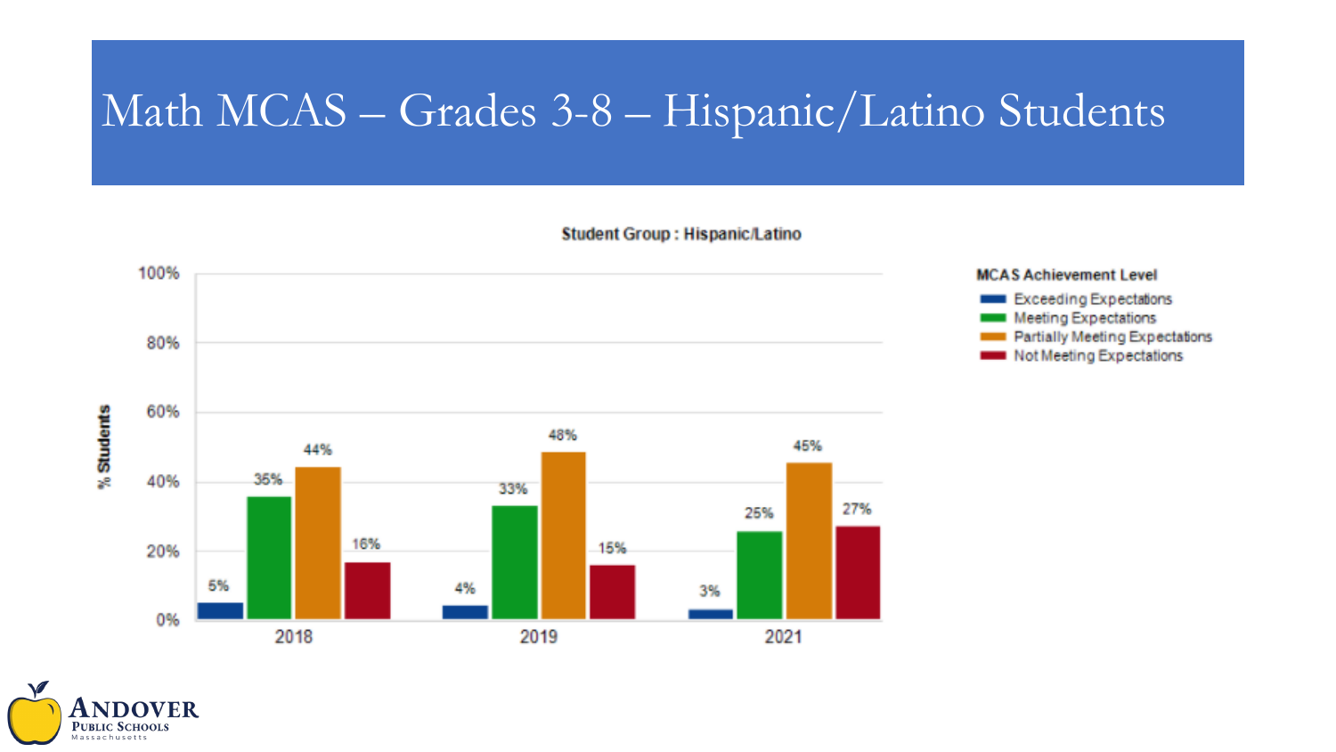# Math MCAS – Grades 3-8 – Hispanic/Latino Students

**Student Group : Hispanic/Latino**

| MCAS Achievement Level | 2018 | 2019 | 2021 |
|---|---|---|---|
| Exceeding Expectations | 5% | 4% | 3% |
| Meeting Expectations | 35% | 33% | 25% |
| Partially Meeting Expectations | 44% | 48% | 45% |
| Not Meeting Expectations | 16% | 15% | 27% |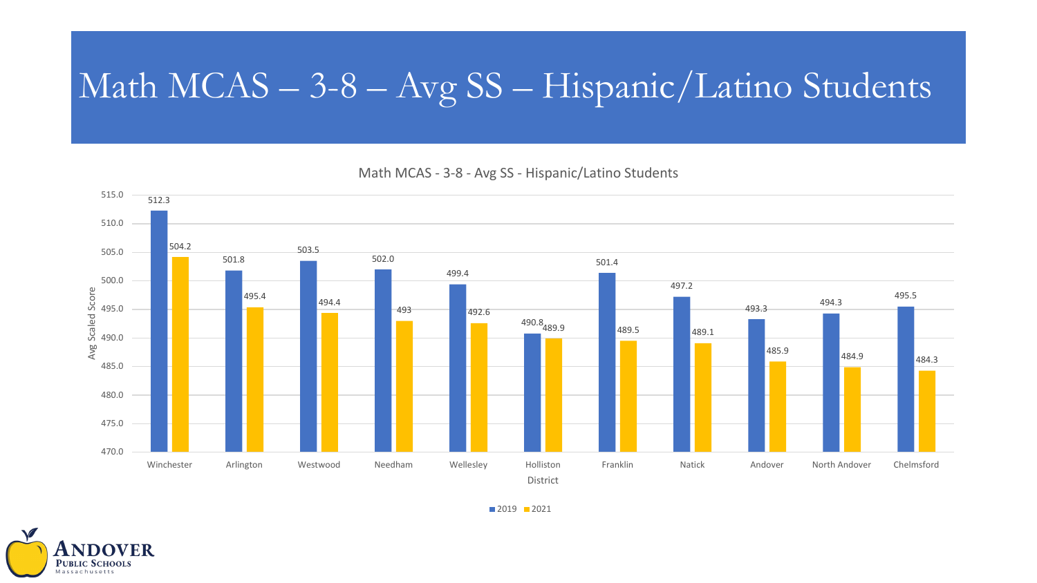# Math MCAS – 3-8 – Avg SS – Hispanic/Latino Students

Math MCAS - 3-8 - Avg SS - Hispanic/Latino Students

| District | 2019 | 2021 |
|---|---|---|
| Winchester | 512.3 | 504.2 |
| Arlington | 501.8 | 495.4 |
| Westwood | 503.5 | 494.4 |
| Needham | 502.0 | 493 |
| Wellesley | 499.4 | 492.6 |
| Holliston | 490.8 | 489.9 |
| Franklin | 501.4 | 489.5 |
| Natick | 497.2 | 489.1 |
| Andover | 493.3 | 485.9 |
| North Andover | 494.3 | 484.9 |
| Chelmsford | 495.5 | 484.3 |

Avg Scaled Score

District

Andover Public Schools Massachusetts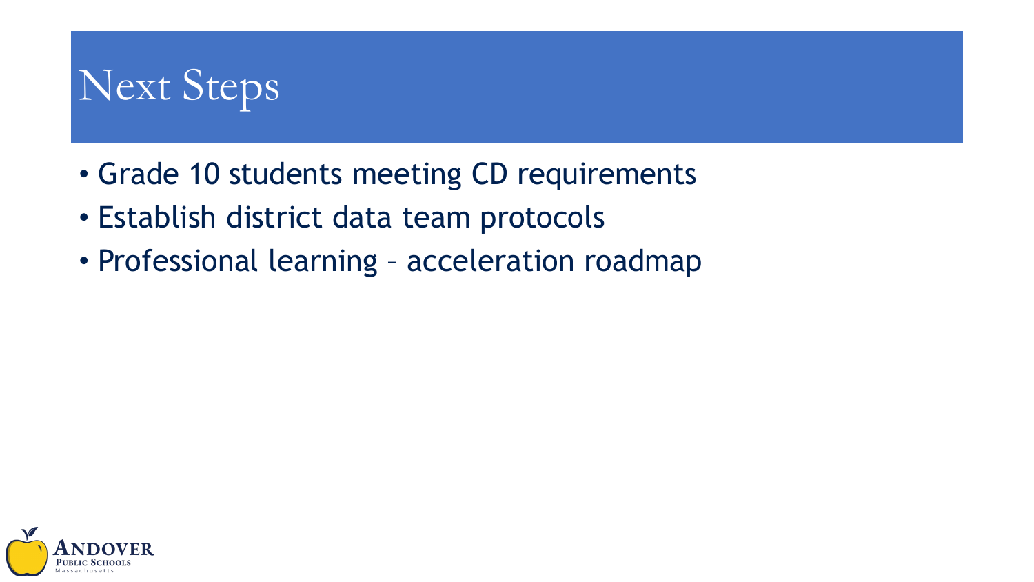# Next Steps

- Grade 10 students meeting CD requirements
- Establish district data team protocols
- Professional learning – acceleration roadmap